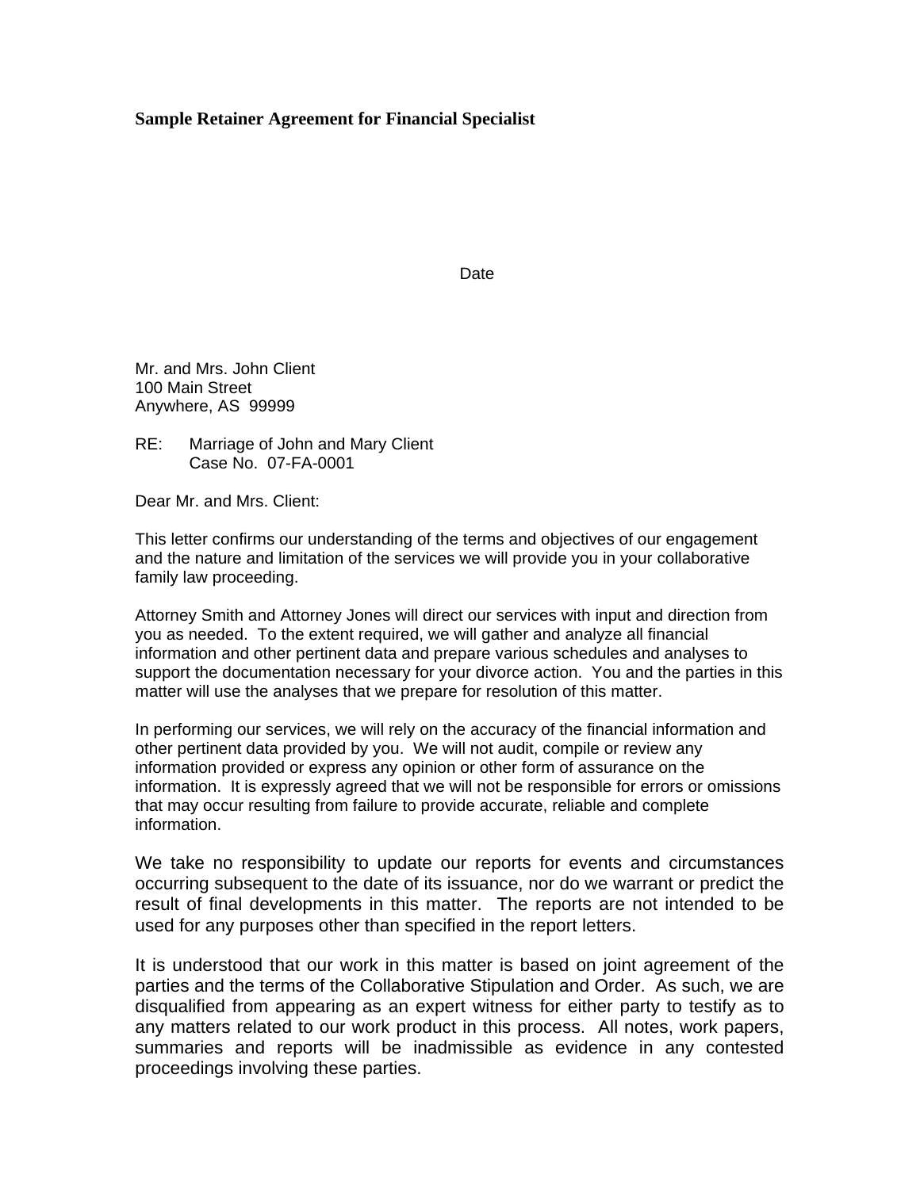**Sample Retainer Agreement for Financial Specialist**

Date

Mr. and Mrs. John Client
100 Main Street
Anywhere, AS 99999

RE: Marriage of John and Mary Client
Case No. 07-FA-0001

Dear Mr. and Mrs. Client:

This letter confirms our understanding of the terms and objectives of our engagement and the nature and limitation of the services we will provide you in your collaborative family law proceeding.

Attorney Smith and Attorney Jones will direct our services with input and direction from you as needed. To the extent required, we will gather and analyze all financial information and other pertinent data and prepare various schedules and analyses to support the documentation necessary for your divorce action. You and the parties in this matter will use the analyses that we prepare for resolution of this matter.

In performing our services, we will rely on the accuracy of the financial information and other pertinent data provided by you. We will not audit, compile or review any information provided or express any opinion or other form of assurance on the information. It is expressly agreed that we will not be responsible for errors or omissions that may occur resulting from failure to provide accurate, reliable and complete information.

We take no responsibility to update our reports for events and circumstances occurring subsequent to the date of its issuance, nor do we warrant or predict the result of final developments in this matter. The reports are not intended to be used for any purposes other than specified in the report letters.

It is understood that our work in this matter is based on joint agreement of the parties and the terms of the Collaborative Stipulation and Order. As such, we are disqualified from appearing as an expert witness for either party to testify as to any matters related to our work product in this process. All notes, work papers, summaries and reports will be inadmissible as evidence in any contested proceedings involving these parties.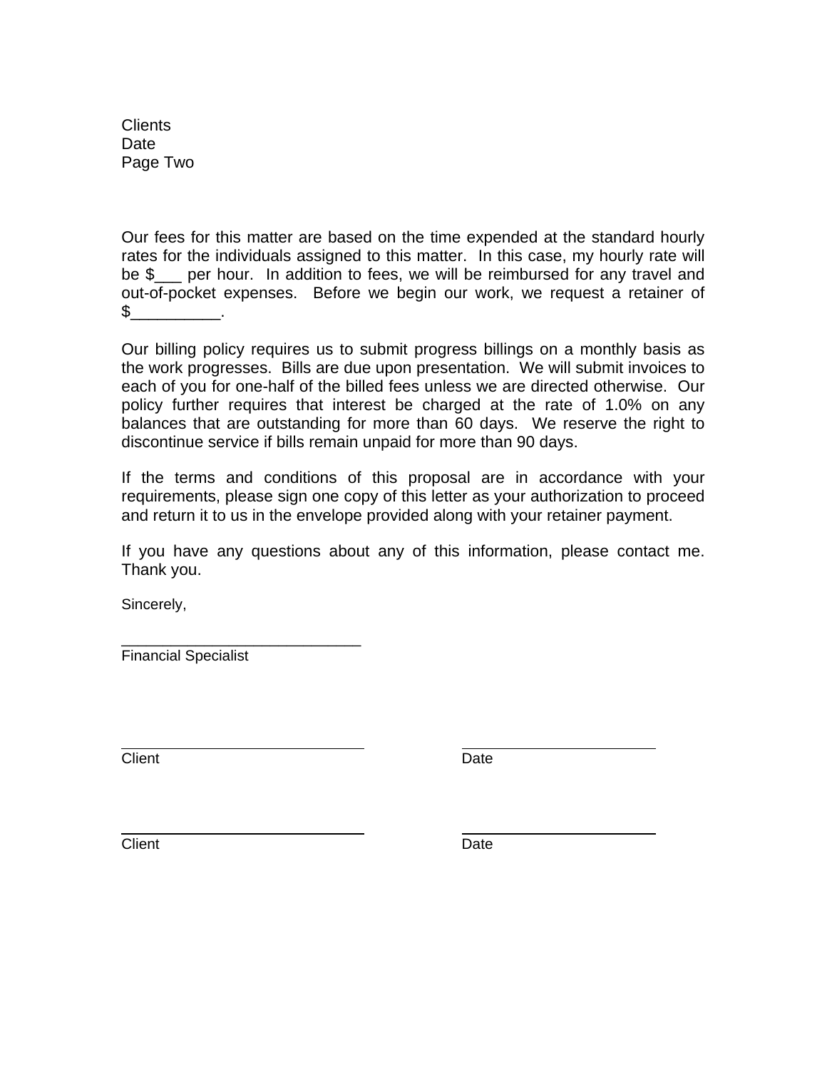Our fees for this matter are based on the time expended at the standard hourly rates for the individuals assigned to this matter. In this case, my hourly rate will be $___ per hour. In addition to fees, we will be reimbursed for any travel and out-of-pocket expenses. Before we begin our work, we request a retainer of $__________.

Our billing policy requires us to submit progress billings on a monthly basis as the work progresses. Bills are due upon presentation. We will submit invoices to each of you for one-half of the billed fees unless we are directed otherwise. Our policy further requires that interest be charged at the rate of 1.0% on any balances that are outstanding for more than 60 days. We reserve the right to discontinue service if bills remain unpaid for more than 90 days.

If the terms and conditions of this proposal are in accordance with your requirements, please sign one copy of this letter as your authorization to proceed and return it to us in the envelope provided along with your retainer payment.

If you have any questions about any of this information, please contact me. Thank you.

Sincerely,

____________________________
Financial Specialist

____________________________ ____________________________
Client Date

____________________________ ____________________________
Client Date